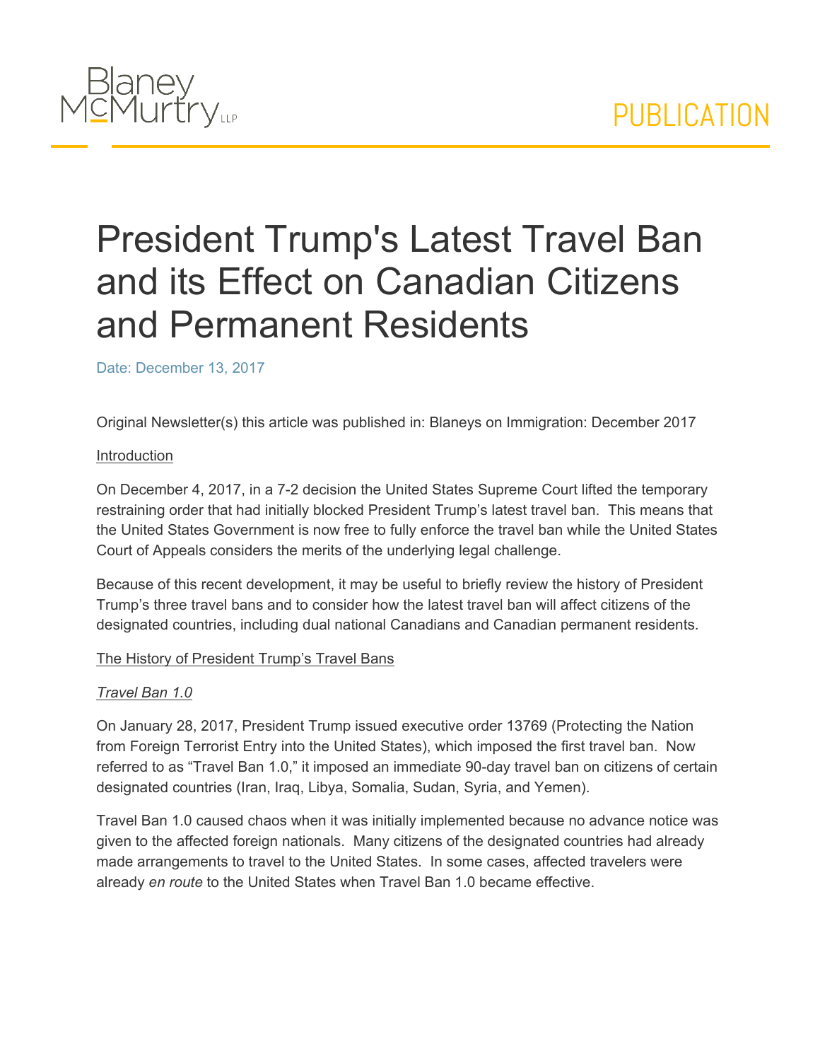# President Trump's Latest Travel Ban and its Effect on Canadian Citizens and Permanent Residents

Date: December 13, 2017

Original Newsletter(s) this article was published in: Blaneys on Immigration: December 2017

## Introduction

On December 4, 2017, in a 7-2 decision the United States Supreme Court lifted the temporary restraining order that had initially blocked President Trump's latest travel ban. This means that the United States Government is now free to fully enforce the travel ban while the United States Court of Appeals considers the merits of the underlying legal challenge.

Because of this recent development, it may be useful to briefly review the history of President Trump's three travel bans and to consider how the latest travel ban will affect citizens of the designated countries, including dual national Canadians and Canadian permanent residents.

## The History of President Trump's Travel Bans

### *Travel Ban 1.0*

On January 28, 2017, President Trump issued executive order 13769 (Protecting the Nation from Foreign Terrorist Entry into the United States), which imposed the first travel ban. Now referred to as "Travel Ban 1.0," it imposed an immediate 90-day travel ban on citizens of certain designated countries (Iran, Iraq, Libya, Somalia, Sudan, Syria, and Yemen).

Travel Ban 1.0 caused chaos when it was initially implemented because no advance notice was given to the affected foreign nationals. Many citizens of the designated countries had already made arrangements to travel to the United States. In some cases, affected travelers were already *en route* to the United States when Travel Ban 1.0 became effective.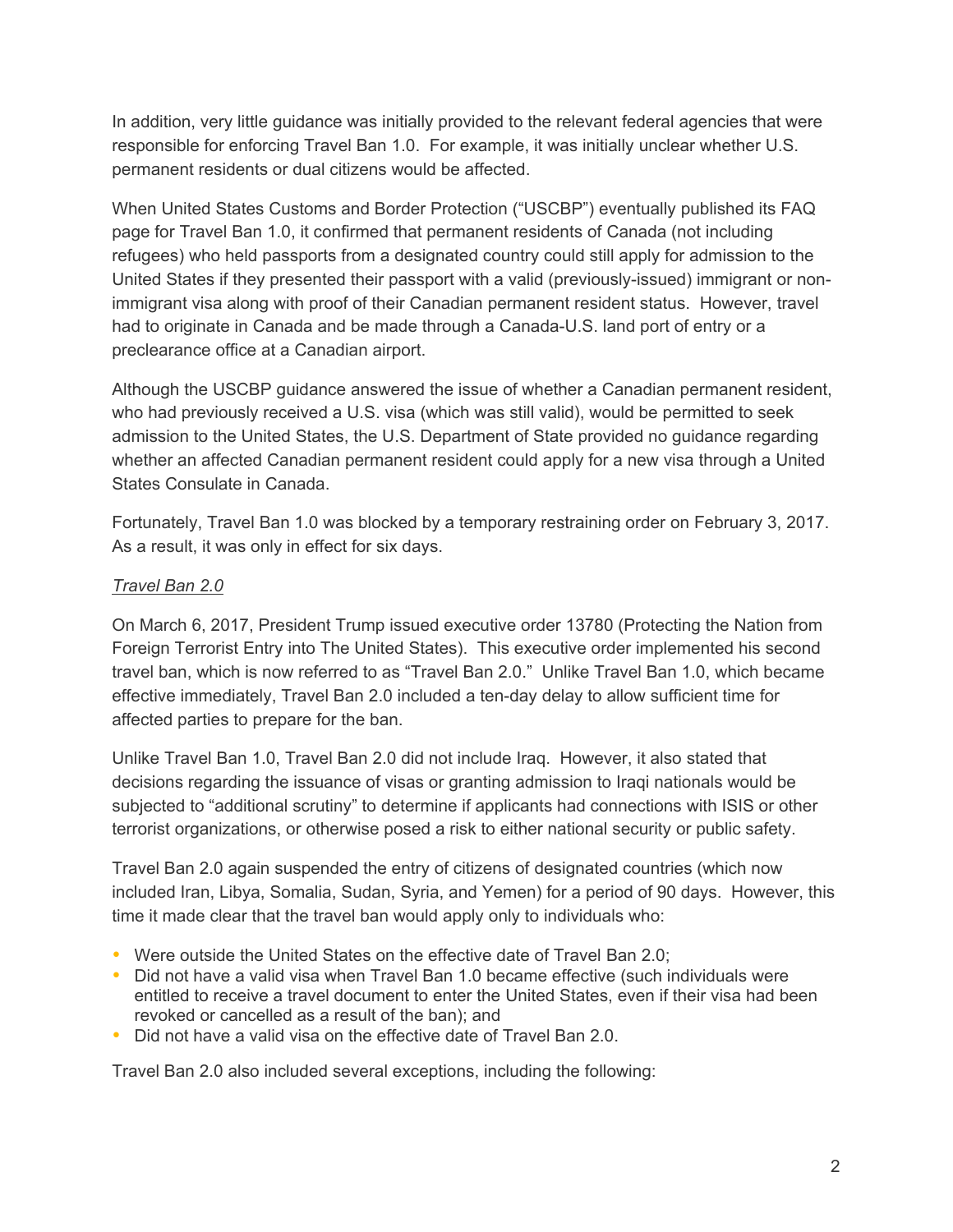In addition, very little guidance was initially provided to the relevant federal agencies that were responsible for enforcing Travel Ban 1.0. For example, it was initially unclear whether U.S. permanent residents or dual citizens would be affected.

When United States Customs and Border Protection ("USCBP") eventually published its FAQ page for Travel Ban 1.0, it confirmed that permanent residents of Canada (not including refugees) who held passports from a designated country could still apply for admission to the United States if they presented their passport with a valid (previously-issued) immigrant or non-immigrant visa along with proof of their Canadian permanent resident status. However, travel had to originate in Canada and be made through a Canada-U.S. land port of entry or a preclearance office at a Canadian airport.

Although the USCBP guidance answered the issue of whether a Canadian permanent resident, who had previously received a U.S. visa (which was still valid), would be permitted to seek admission to the United States, the U.S. Department of State provided no guidance regarding whether an affected Canadian permanent resident could apply for a new visa through a United States Consulate in Canada.

Fortunately, Travel Ban 1.0 was blocked by a temporary restraining order on February 3, 2017. As a result, it was only in effect for six days.

*Travel Ban 2.0*

On March 6, 2017, President Trump issued executive order 13780 (Protecting the Nation from Foreign Terrorist Entry into The United States). This executive order implemented his second travel ban, which is now referred to as "Travel Ban 2.0." Unlike Travel Ban 1.0, which became effective immediately, Travel Ban 2.0 included a ten-day delay to allow sufficient time for affected parties to prepare for the ban.

Unlike Travel Ban 1.0, Travel Ban 2.0 did not include Iraq. However, it also stated that decisions regarding the issuance of visas or granting admission to Iraqi nationals would be subjected to "additional scrutiny" to determine if applicants had connections with ISIS or other terrorist organizations, or otherwise posed a risk to either national security or public safety.

Travel Ban 2.0 again suspended the entry of citizens of designated countries (which now included Iran, Libya, Somalia, Sudan, Syria, and Yemen) for a period of 90 days. However, this time it made clear that the travel ban would apply only to individuals who:

- Were outside the United States on the effective date of Travel Ban 2.0;
- Did not have a valid visa when Travel Ban 1.0 became effective (such individuals were entitled to receive a travel document to enter the United States, even if their visa had been revoked or cancelled as a result of the ban); and
- Did not have a valid visa on the effective date of Travel Ban 2.0.

Travel Ban 2.0 also included several exceptions, including the following: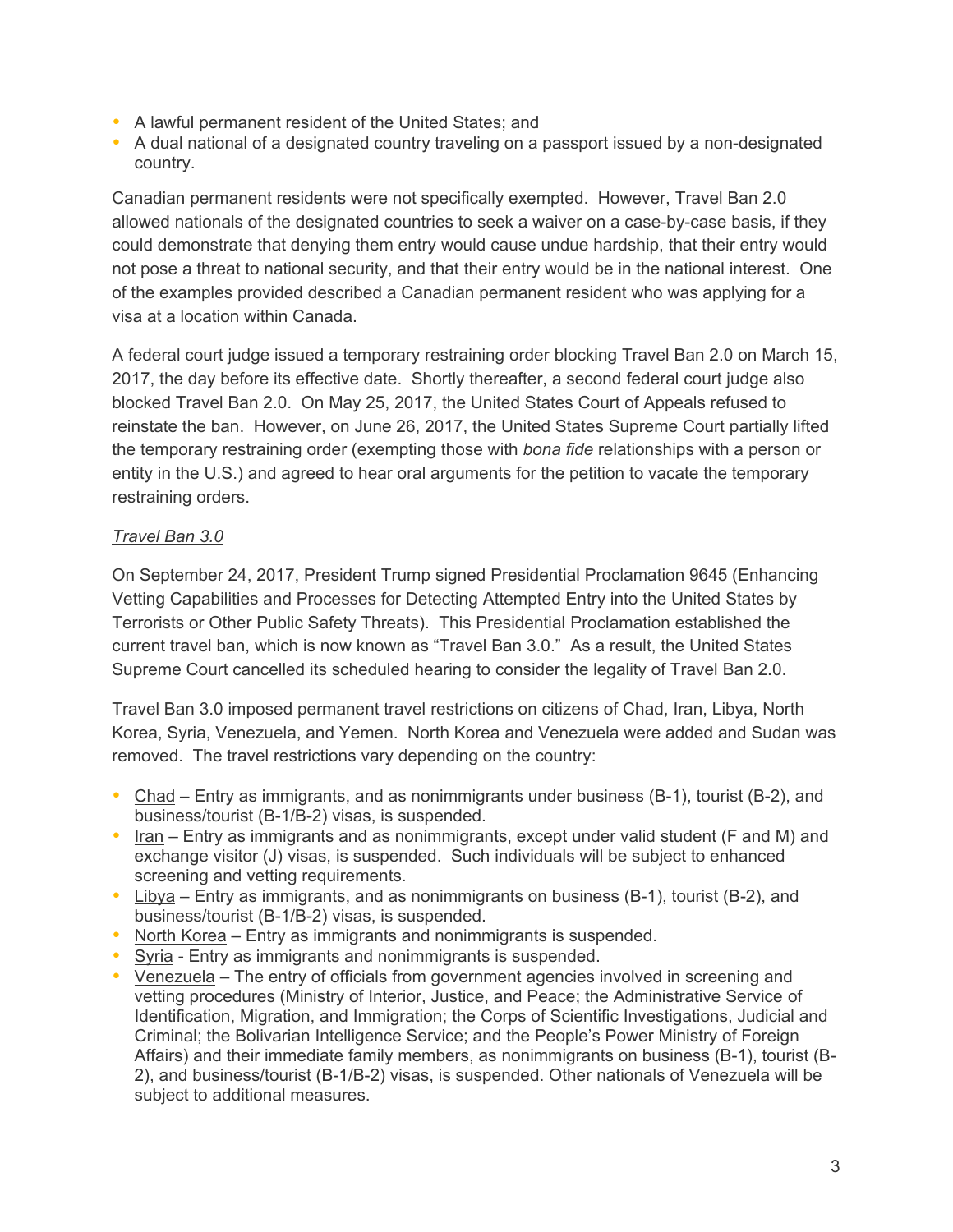- A lawful permanent resident of the United States; and
- A dual national of a designated country traveling on a passport issued by a non-designated country.

Canadian permanent residents were not specifically exempted. However, Travel Ban 2.0 allowed nationals of the designated countries to seek a waiver on a case-by-case basis, if they could demonstrate that denying them entry would cause undue hardship, that their entry would not pose a threat to national security, and that their entry would be in the national interest. One of the examples provided described a Canadian permanent resident who was applying for a visa at a location within Canada.

A federal court judge issued a temporary restraining order blocking Travel Ban 2.0 on March 15, 2017, the day before its effective date. Shortly thereafter, a second federal court judge also blocked Travel Ban 2.0. On May 25, 2017, the United States Court of Appeals refused to reinstate the ban. However, on June 26, 2017, the United States Supreme Court partially lifted the temporary restraining order (exempting those with *bona fide* relationships with a person or entity in the U.S.) and agreed to hear oral arguments for the petition to vacate the temporary restraining orders.

*Travel Ban 3.0*

On September 24, 2017, President Trump signed Presidential Proclamation 9645 (Enhancing Vetting Capabilities and Processes for Detecting Attempted Entry into the United States by Terrorists or Other Public Safety Threats). This Presidential Proclamation established the current travel ban, which is now known as "Travel Ban 3.0." As a result, the United States Supreme Court cancelled its scheduled hearing to consider the legality of Travel Ban 2.0.

Travel Ban 3.0 imposed permanent travel restrictions on citizens of Chad, Iran, Libya, North Korea, Syria, Venezuela, and Yemen. North Korea and Venezuela were added and Sudan was removed. The travel restrictions vary depending on the country:

- Chad – Entry as immigrants, and as nonimmigrants under business (B-1), tourist (B-2), and business/tourist (B-1/B-2) visas, is suspended.
- Iran – Entry as immigrants and as nonimmigrants, except under valid student (F and M) and exchange visitor (J) visas, is suspended. Such individuals will be subject to enhanced screening and vetting requirements.
- Libya – Entry as immigrants, and as nonimmigrants on business (B-1), tourist (B-2), and business/tourist (B-1/B-2) visas, is suspended.
- North Korea – Entry as immigrants and nonimmigrants is suspended.
- Syria - Entry as immigrants and nonimmigrants is suspended.
- Venezuela – The entry of officials from government agencies involved in screening and vetting procedures (Ministry of Interior, Justice, and Peace; the Administrative Service of Identification, Migration, and Immigration; the Corps of Scientific Investigations, Judicial and Criminal; the Bolivarian Intelligence Service; and the People's Power Ministry of Foreign Affairs) and their immediate family members, as nonimmigrants on business (B-1), tourist (B-2), and business/tourist (B-1/B-2) visas, is suspended. Other nationals of Venezuela will be subject to additional measures.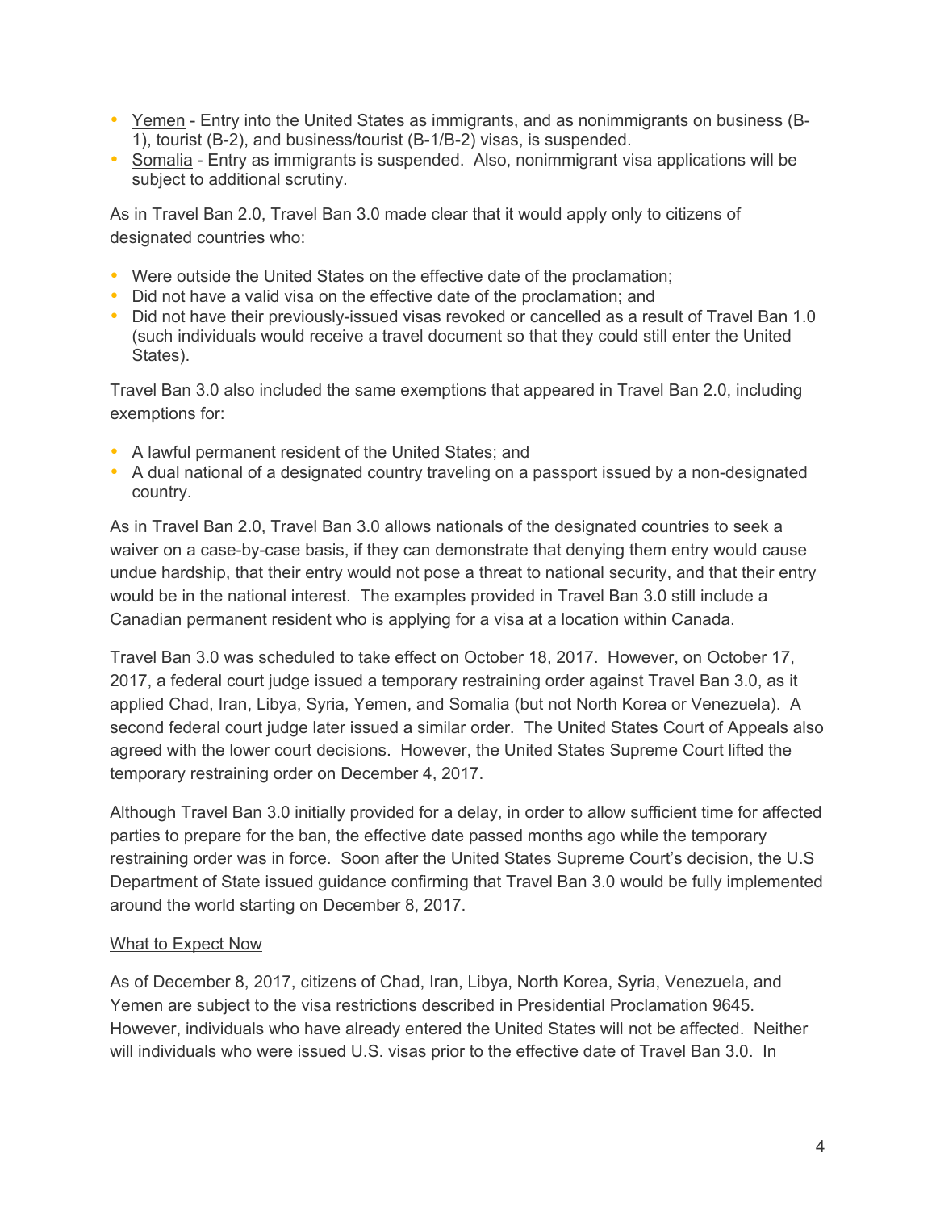- Yemen - Entry into the United States as immigrants, and as nonimmigrants on business (B-1), tourist (B-2), and business/tourist (B-1/B-2) visas, is suspended.
- Somalia - Entry as immigrants is suspended. Also, nonimmigrant visa applications will be subject to additional scrutiny.

As in Travel Ban 2.0, Travel Ban 3.0 made clear that it would apply only to citizens of designated countries who:

- Were outside the United States on the effective date of the proclamation;
- Did not have a valid visa on the effective date of the proclamation; and
- Did not have their previously-issued visas revoked or cancelled as a result of Travel Ban 1.0 (such individuals would receive a travel document so that they could still enter the United States).

Travel Ban 3.0 also included the same exemptions that appeared in Travel Ban 2.0, including exemptions for:

- A lawful permanent resident of the United States; and
- A dual national of a designated country traveling on a passport issued by a non-designated country.

As in Travel Ban 2.0, Travel Ban 3.0 allows nationals of the designated countries to seek a waiver on a case-by-case basis, if they can demonstrate that denying them entry would cause undue hardship, that their entry would not pose a threat to national security, and that their entry would be in the national interest. The examples provided in Travel Ban 3.0 still include a Canadian permanent resident who is applying for a visa at a location within Canada.

Travel Ban 3.0 was scheduled to take effect on October 18, 2017. However, on October 17, 2017, a federal court judge issued a temporary restraining order against Travel Ban 3.0, as it applied Chad, Iran, Libya, Syria, Yemen, and Somalia (but not North Korea or Venezuela). A second federal court judge later issued a similar order. The United States Court of Appeals also agreed with the lower court decisions. However, the United States Supreme Court lifted the temporary restraining order on December 4, 2017.

Although Travel Ban 3.0 initially provided for a delay, in order to allow sufficient time for affected parties to prepare for the ban, the effective date passed months ago while the temporary restraining order was in force. Soon after the United States Supreme Court's decision, the U.S Department of State issued guidance confirming that Travel Ban 3.0 would be fully implemented around the world starting on December 8, 2017.

What to Expect Now

As of December 8, 2017, citizens of Chad, Iran, Libya, North Korea, Syria, Venezuela, and Yemen are subject to the visa restrictions described in Presidential Proclamation 9645. However, individuals who have already entered the United States will not be affected. Neither will individuals who were issued U.S. visas prior to the effective date of Travel Ban 3.0. In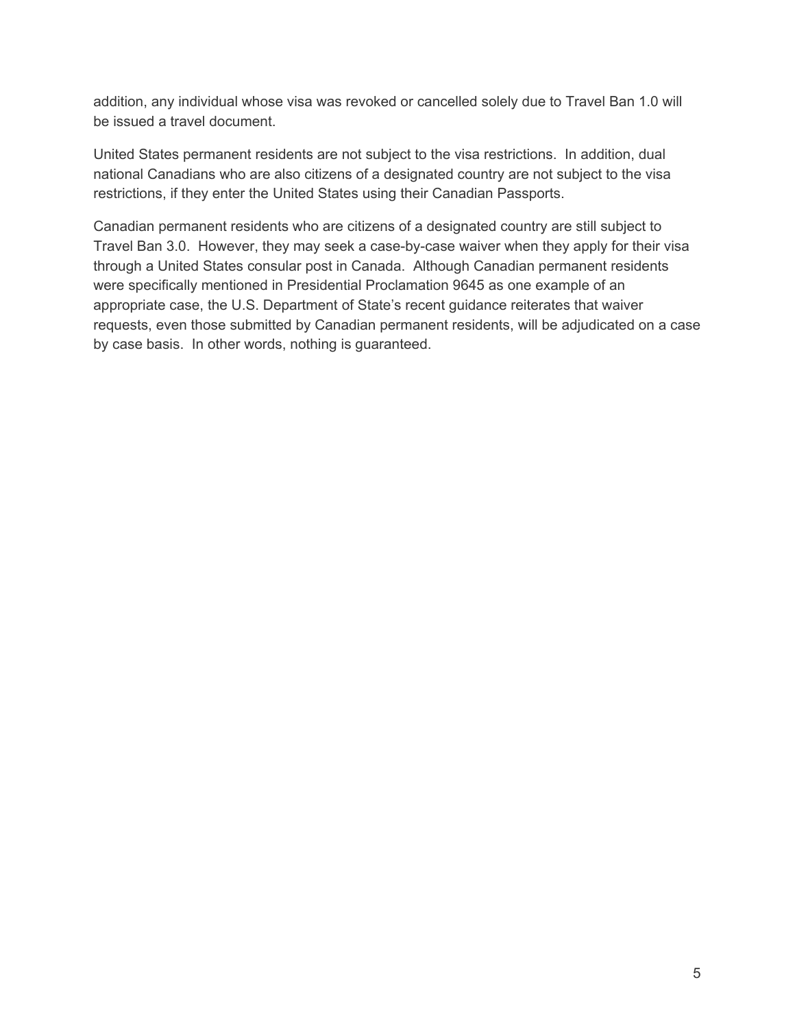addition, any individual whose visa was revoked or cancelled solely due to Travel Ban 1.0 will be issued a travel document.

United States permanent residents are not subject to the visa restrictions. In addition, dual national Canadians who are also citizens of a designated country are not subject to the visa restrictions, if they enter the United States using their Canadian Passports.

Canadian permanent residents who are citizens of a designated country are still subject to Travel Ban 3.0. However, they may seek a case-by-case waiver when they apply for their visa through a United States consular post in Canada. Although Canadian permanent residents were specifically mentioned in Presidential Proclamation 9645 as one example of an appropriate case, the U.S. Department of State's recent guidance reiterates that waiver requests, even those submitted by Canadian permanent residents, will be adjudicated on a case by case basis. In other words, nothing is guaranteed.